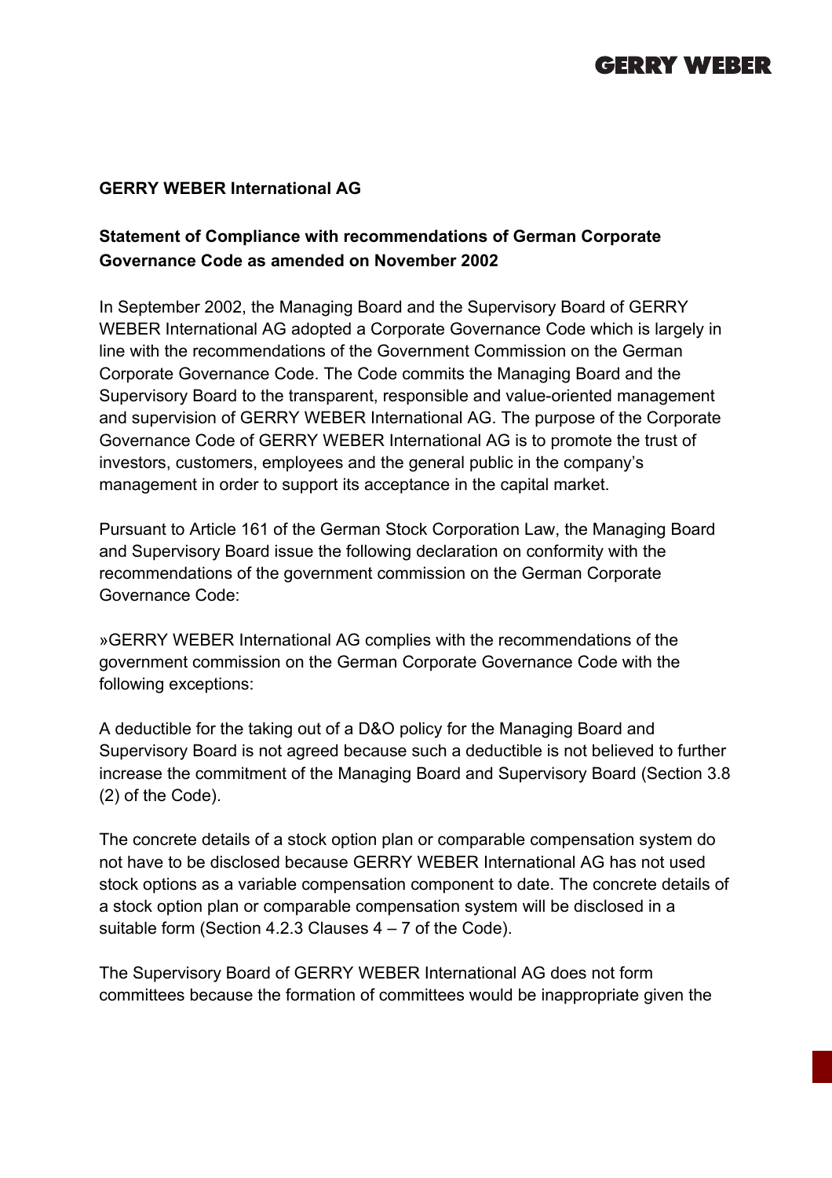**GERRY WEBER International AG**

**Statement of Compliance with recommendations of German Corporate Governance Code as amended on November 2002**

In September 2002, the Managing Board and the Supervisory Board of GERRY WEBER International AG adopted a Corporate Governance Code which is largely in line with the recommendations of the Government Commission on the German Corporate Governance Code. The Code commits the Managing Board and the Supervisory Board to the transparent, responsible and value-oriented management and supervision of GERRY WEBER International AG. The purpose of the Corporate Governance Code of GERRY WEBER International AG is to promote the trust of investors, customers, employees and the general public in the company's management in order to support its acceptance in the capital market.

Pursuant to Article 161 of the German Stock Corporation Law, the Managing Board and Supervisory Board issue the following declaration on conformity with the recommendations of the government commission on the German Corporate Governance Code:

»GERRY WEBER International AG complies with the recommendations of the government commission on the German Corporate Governance Code with the following exceptions:

A deductible for the taking out of a D&O policy for the Managing Board and Supervisory Board is not agreed because such a deductible is not believed to further increase the commitment of the Managing Board and Supervisory Board (Section 3.8 (2) of the Code).

The concrete details of a stock option plan or comparable compensation system do not have to be disclosed because GERRY WEBER International AG has not used stock options as a variable compensation component to date. The concrete details of a stock option plan or comparable compensation system will be disclosed in a suitable form (Section 4.2.3 Clauses 4 – 7 of the Code).

The Supervisory Board of GERRY WEBER International AG does not form committees because the formation of committees would be inappropriate given the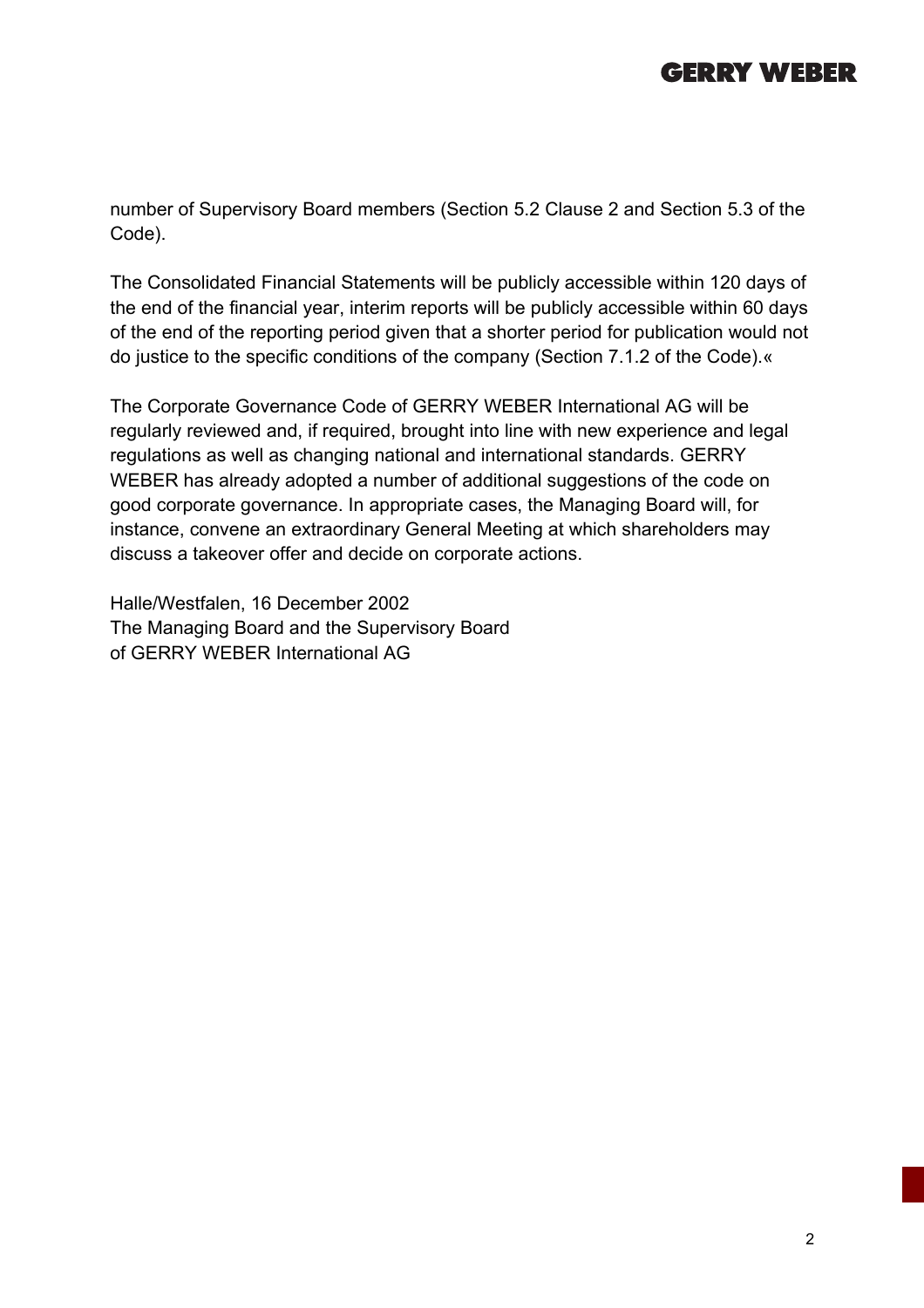number of Supervisory Board members (Section 5.2 Clause 2 and Section 5.3 of the Code).

The Consolidated Financial Statements will be publicly accessible within 120 days of the end of the financial year, interim reports will be publicly accessible within 60 days of the end of the reporting period given that a shorter period for publication would not do justice to the specific conditions of the company (Section 7.1.2 of the Code).«

The Corporate Governance Code of GERRY WEBER International AG will be regularly reviewed and, if required, brought into line with new experience and legal regulations as well as changing national and international standards. GERRY WEBER has already adopted a number of additional suggestions of the code on good corporate governance. In appropriate cases, the Managing Board will, for instance, convene an extraordinary General Meeting at which shareholders may discuss a takeover offer and decide on corporate actions.

Halle/Westfalen, 16 December 2002
The Managing Board and the Supervisory Board
of GERRY WEBER International AG